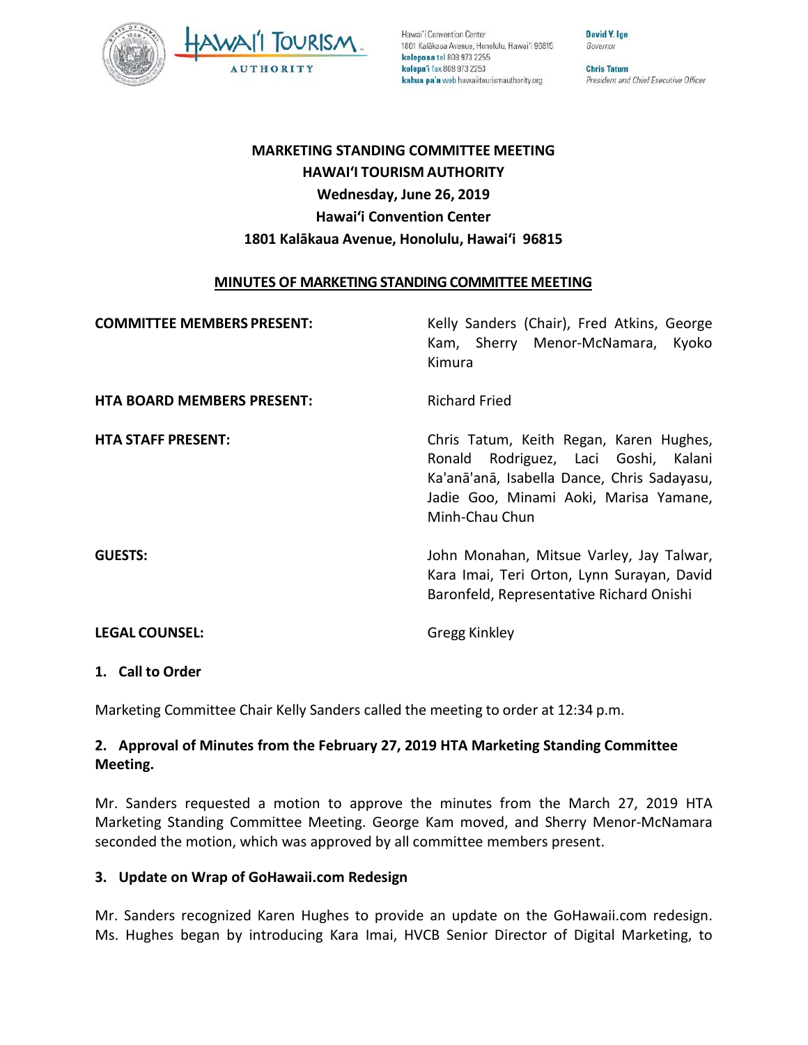MARKETING STANDING COMMITTEE MEETING
HAWAI'I TOURISM AUTHORITY
Wednesday, June 26, 2019
Hawai'i Convention Center
1801 Kalākaua Avenue, Honolulu, Hawai'i 96815

## MINUTES OF MARKETING STANDING COMMITTEE MEETING

| | |
|---|---|
| **COMMITTEE MEMBERS PRESENT:** | Kelly Sanders (Chair), Fred Atkins, George Kam, Sherry Menor-McNamara, Kyoko Kimura |
| **HTA BOARD MEMBERS PRESENT:** | Richard Fried |
| **HTA STAFF PRESENT:** | Chris Tatum, Keith Regan, Karen Hughes, Ronald Rodriguez, Laci Goshi, Kalani Ka'anā'anā, Isabella Dance, Chris Sadayasu, Jadie Goo, Minami Aoki, Marisa Yamane, Minh-Chau Chun |
| **GUESTS:** | John Monahan, Mitsue Varley, Jay Talwar, Kara Imai, Teri Orton, Lynn Surayan, David Baronfeld, Representative Richard Onishi |
| **LEGAL COUNSEL:** | Gregg Kinkley |

### 1. Call to Order

Marketing Committee Chair Kelly Sanders called the meeting to order at 12:34 p.m.

### 2. Approval of Minutes from the February 27, 2019 HTA Marketing Standing Committee Meeting.

Mr. Sanders requested a motion to approve the minutes from the March 27, 2019 HTA Marketing Standing Committee Meeting. George Kam moved, and Sherry Menor-McNamara seconded the motion, which was approved by all committee members present.

### 3. Update on Wrap of GoHawaii.com Redesign

Mr. Sanders recognized Karen Hughes to provide an update on the GoHawaii.com redesign. Ms. Hughes began by introducing Kara Imai, HVCB Senior Director of Digital Marketing, to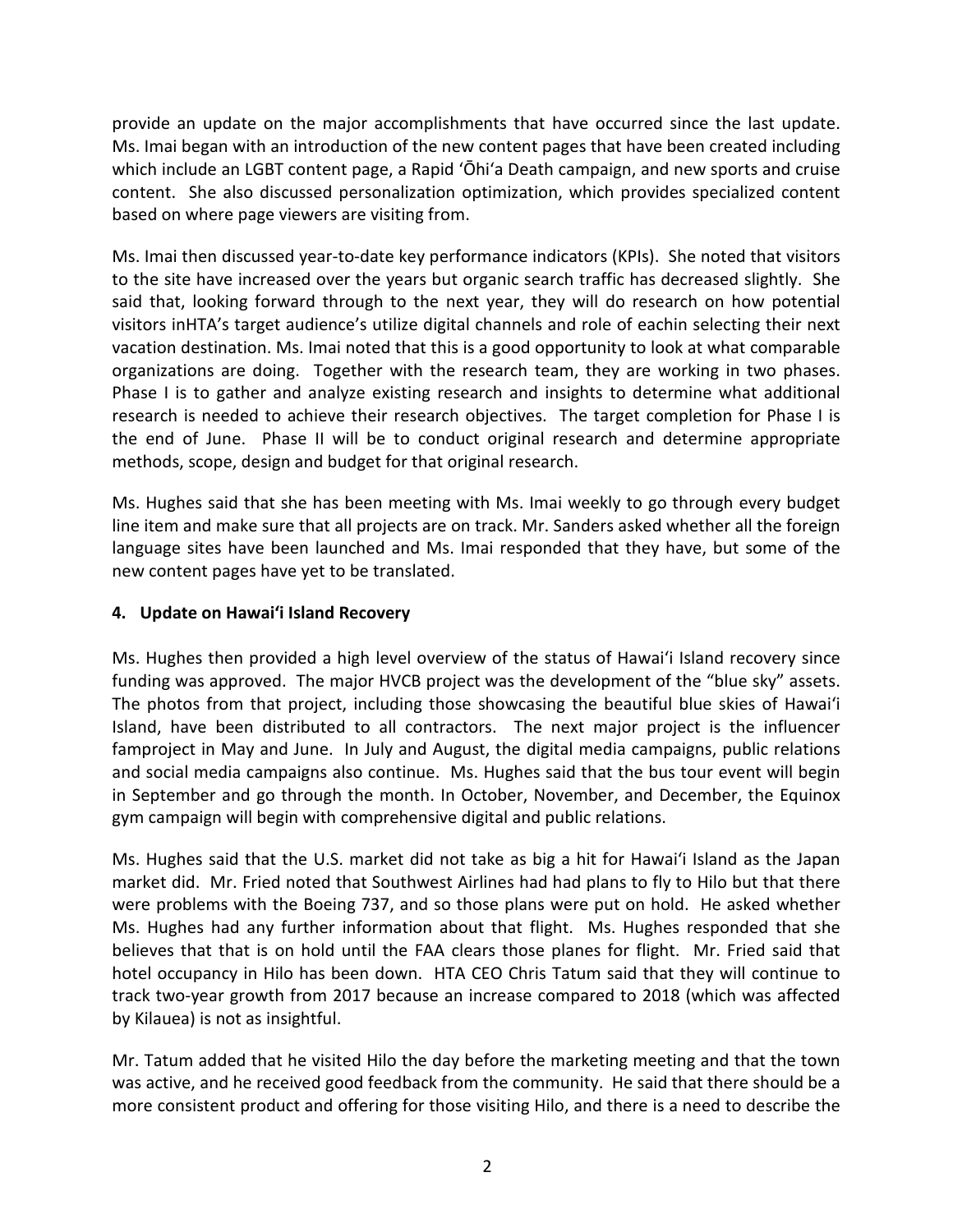provide an update on the major accomplishments that have occurred since the last update. Ms. Imai began with an introduction of the new content pages that have been created including which include an LGBT content page, a Rapid ʻŌhiʻa Death campaign, and new sports and cruise content. She also discussed personalization optimization, which provides specialized content based on where page viewers are visiting from.

Ms. Imai then discussed year-to-date key performance indicators (KPIs). She noted that visitors to the site have increased over the years but organic search traffic has decreased slightly. She said that, looking forward through to the next year, they will do research on how potential visitors inHTA's target audience's utilize digital channels and role of eachin selecting their next vacation destination. Ms. Imai noted that this is a good opportunity to look at what comparable organizations are doing. Together with the research team, they are working in two phases. Phase I is to gather and analyze existing research and insights to determine what additional research is needed to achieve their research objectives. The target completion for Phase I is the end of June. Phase II will be to conduct original research and determine appropriate methods, scope, design and budget for that original research.

Ms. Hughes said that she has been meeting with Ms. Imai weekly to go through every budget line item and make sure that all projects are on track. Mr. Sanders asked whether all the foreign language sites have been launched and Ms. Imai responded that they have, but some of the new content pages have yet to be translated.

**4. Update on Hawaiʻi Island Recovery**

Ms. Hughes then provided a high level overview of the status of Hawaiʻi Island recovery since funding was approved. The major HVCB project was the development of the "blue sky" assets. The photos from that project, including those showcasing the beautiful blue skies of Hawaiʻi Island, have been distributed to all contractors. The next major project is the influencer famproject in May and June. In July and August, the digital media campaigns, public relations and social media campaigns also continue. Ms. Hughes said that the bus tour event will begin in September and go through the month. In October, November, and December, the Equinox gym campaign will begin with comprehensive digital and public relations.

Ms. Hughes said that the U.S. market did not take as big a hit for Hawaiʻi Island as the Japan market did. Mr. Fried noted that Southwest Airlines had had plans to fly to Hilo but that there were problems with the Boeing 737, and so those plans were put on hold. He asked whether Ms. Hughes had any further information about that flight. Ms. Hughes responded that she believes that that is on hold until the FAA clears those planes for flight. Mr. Fried said that hotel occupancy in Hilo has been down. HTA CEO Chris Tatum said that they will continue to track two-year growth from 2017 because an increase compared to 2018 (which was affected by Kilauea) is not as insightful.

Mr. Tatum added that he visited Hilo the day before the marketing meeting and that the town was active, and he received good feedback from the community. He said that there should be a more consistent product and offering for those visiting Hilo, and there is a need to describe the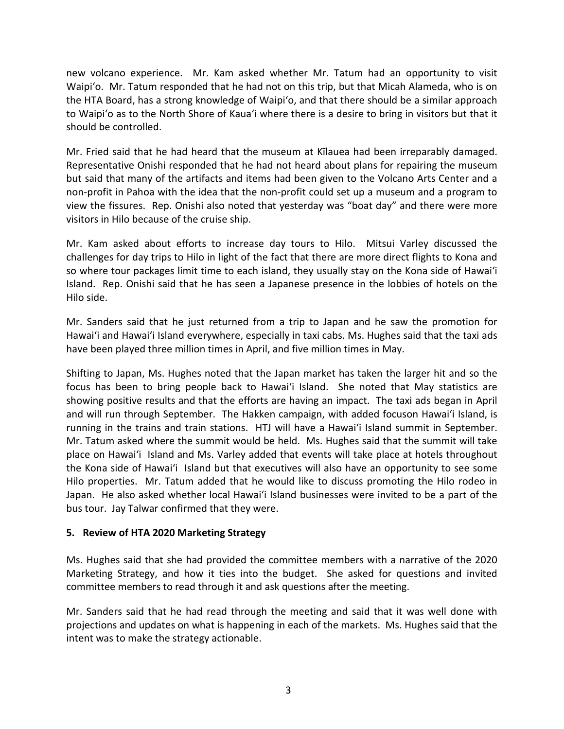new volcano experience. Mr. Kam asked whether Mr. Tatum had an opportunity to visit Waipiʻo. Mr. Tatum responded that he had not on this trip, but that Micah Alameda, who is on the HTA Board, has a strong knowledge of Waipiʻo, and that there should be a similar approach to Waipiʻo as to the North Shore of Kauaʻi where there is a desire to bring in visitors but that it should be controlled.

Mr. Fried said that he had heard that the museum at Kīlauea had been irreparably damaged. Representative Onishi responded that he had not heard about plans for repairing the museum but said that many of the artifacts and items had been given to the Volcano Arts Center and a non-profit in Pahoa with the idea that the non-profit could set up a museum and a program to view the fissures. Rep. Onishi also noted that yesterday was "boat day" and there were more visitors in Hilo because of the cruise ship.

Mr. Kam asked about efforts to increase day tours to Hilo. Mitsui Varley discussed the challenges for day trips to Hilo in light of the fact that there are more direct flights to Kona and so where tour packages limit time to each island, they usually stay on the Kona side of Hawaiʻi Island. Rep. Onishi said that he has seen a Japanese presence in the lobbies of hotels on the Hilo side.

Mr. Sanders said that he just returned from a trip to Japan and he saw the promotion for Hawaiʻi and Hawaiʻi Island everywhere, especially in taxi cabs. Ms. Hughes said that the taxi ads have been played three million times in April, and five million times in May.

Shifting to Japan, Ms. Hughes noted that the Japan market has taken the larger hit and so the focus has been to bring people back to Hawaiʻi Island. She noted that May statistics are showing positive results and that the efforts are having an impact. The taxi ads began in April and will run through September. The Hakken campaign, with added focuson Hawaiʻi Island, is running in the trains and train stations. HTJ will have a Hawaiʻi Island summit in September. Mr. Tatum asked where the summit would be held. Ms. Hughes said that the summit will take place on Hawaiʻi Island and Ms. Varley added that events will take place at hotels throughout the Kona side of Hawaiʻi Island but that executives will also have an opportunity to see some Hilo properties. Mr. Tatum added that he would like to discuss promoting the Hilo rodeo in Japan. He also asked whether local Hawaiʻi Island businesses were invited to be a part of the bus tour. Jay Talwar confirmed that they were.

**5. Review of HTA 2020 Marketing Strategy**

Ms. Hughes said that she had provided the committee members with a narrative of the 2020 Marketing Strategy, and how it ties into the budget. She asked for questions and invited committee members to read through it and ask questions after the meeting.

Mr. Sanders said that he had read through the meeting and said that it was well done with projections and updates on what is happening in each of the markets. Ms. Hughes said that the intent was to make the strategy actionable.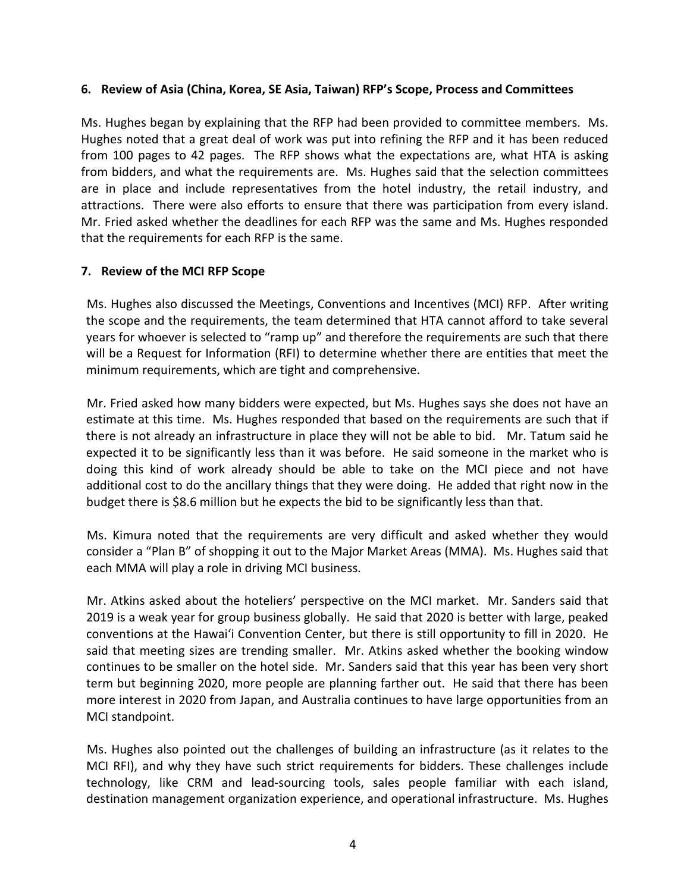**6. Review of Asia (China, Korea, SE Asia, Taiwan) RFP's Scope, Process and Committees**

Ms. Hughes began by explaining that the RFP had been provided to committee members. Ms. Hughes noted that a great deal of work was put into refining the RFP and it has been reduced from 100 pages to 42 pages. The RFP shows what the expectations are, what HTA is asking from bidders, and what the requirements are. Ms. Hughes said that the selection committees are in place and include representatives from the hotel industry, the retail industry, and attractions. There were also efforts to ensure that there was participation from every island. Mr. Fried asked whether the deadlines for each RFP was the same and Ms. Hughes responded that the requirements for each RFP is the same.

**7. Review of the MCI RFP Scope**

Ms. Hughes also discussed the Meetings, Conventions and Incentives (MCI) RFP. After writing the scope and the requirements, the team determined that HTA cannot afford to take several years for whoever is selected to "ramp up" and therefore the requirements are such that there will be a Request for Information (RFI) to determine whether there are entities that meet the minimum requirements, which are tight and comprehensive.

Mr. Fried asked how many bidders were expected, but Ms. Hughes says she does not have an estimate at this time. Ms. Hughes responded that based on the requirements are such that if there is not already an infrastructure in place they will not be able to bid. Mr. Tatum said he expected it to be significantly less than it was before. He said someone in the market who is doing this kind of work already should be able to take on the MCI piece and not have additional cost to do the ancillary things that they were doing. He added that right now in the budget there is $8.6 million but he expects the bid to be significantly less than that.

Ms. Kimura noted that the requirements are very difficult and asked whether they would consider a "Plan B" of shopping it out to the Major Market Areas (MMA). Ms. Hughes said that each MMA will play a role in driving MCI business.

Mr. Atkins asked about the hoteliers' perspective on the MCI market. Mr. Sanders said that 2019 is a weak year for group business globally. He said that 2020 is better with large, peaked conventions at the Hawaiʻi Convention Center, but there is still opportunity to fill in 2020. He said that meeting sizes are trending smaller. Mr. Atkins asked whether the booking window continues to be smaller on the hotel side. Mr. Sanders said that this year has been very short term but beginning 2020, more people are planning farther out. He said that there has been more interest in 2020 from Japan, and Australia continues to have large opportunities from an MCI standpoint.

Ms. Hughes also pointed out the challenges of building an infrastructure (as it relates to the MCI RFI), and why they have such strict requirements for bidders. These challenges include technology, like CRM and lead-sourcing tools, sales people familiar with each island, destination management organization experience, and operational infrastructure. Ms. Hughes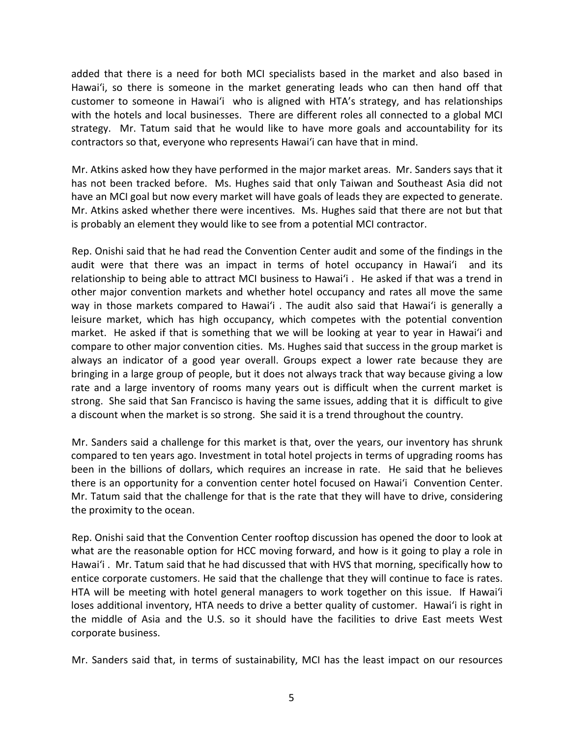added that there is a need for both MCI specialists based in the market and also based in Hawaiʻi, so there is someone in the market generating leads who can then hand off that customer to someone in Hawaiʻi who is aligned with HTA's strategy, and has relationships with the hotels and local businesses. There are different roles all connected to a global MCI strategy. Mr. Tatum said that he would like to have more goals and accountability for its contractors so that, everyone who represents Hawaiʻi can have that in mind.

Mr. Atkins asked how they have performed in the major market areas. Mr. Sanders says that it has not been tracked before. Ms. Hughes said that only Taiwan and Southeast Asia did not have an MCI goal but now every market will have goals of leads they are expected to generate. Mr. Atkins asked whether there were incentives. Ms. Hughes said that there are not but that is probably an element they would like to see from a potential MCI contractor.

Rep. Onishi said that he had read the Convention Center audit and some of the findings in the audit were that there was an impact in terms of hotel occupancy in Hawaiʻi and its relationship to being able to attract MCI business to Hawaiʻi . He asked if that was a trend in other major convention markets and whether hotel occupancy and rates all move the same way in those markets compared to Hawaiʻi . The audit also said that Hawaiʻi is generally a leisure market, which has high occupancy, which competes with the potential convention market. He asked if that is something that we will be looking at year to year in Hawaiʻi and compare to other major convention cities. Ms. Hughes said that success in the group market is always an indicator of a good year overall. Groups expect a lower rate because they are bringing in a large group of people, but it does not always track that way because giving a low rate and a large inventory of rooms many years out is difficult when the current market is strong. She said that San Francisco is having the same issues, adding that it is difficult to give a discount when the market is so strong. She said it is a trend throughout the country.

Mr. Sanders said a challenge for this market is that, over the years, our inventory has shrunk compared to ten years ago. Investment in total hotel projects in terms of upgrading rooms has been in the billions of dollars, which requires an increase in rate. He said that he believes there is an opportunity for a convention center hotel focused on Hawaiʻi Convention Center. Mr. Tatum said that the challenge for that is the rate that they will have to drive, considering the proximity to the ocean.

Rep. Onishi said that the Convention Center rooftop discussion has opened the door to look at what are the reasonable option for HCC moving forward, and how is it going to play a role in Hawaiʻi . Mr. Tatum said that he had discussed that with HVS that morning, specifically how to entice corporate customers. He said that the challenge that they will continue to face is rates. HTA will be meeting with hotel general managers to work together on this issue. If Hawaiʻi loses additional inventory, HTA needs to drive a better quality of customer. Hawaiʻi is right in the middle of Asia and the U.S. so it should have the facilities to drive East meets West corporate business.

Mr. Sanders said that, in terms of sustainability, MCI has the least impact on our resources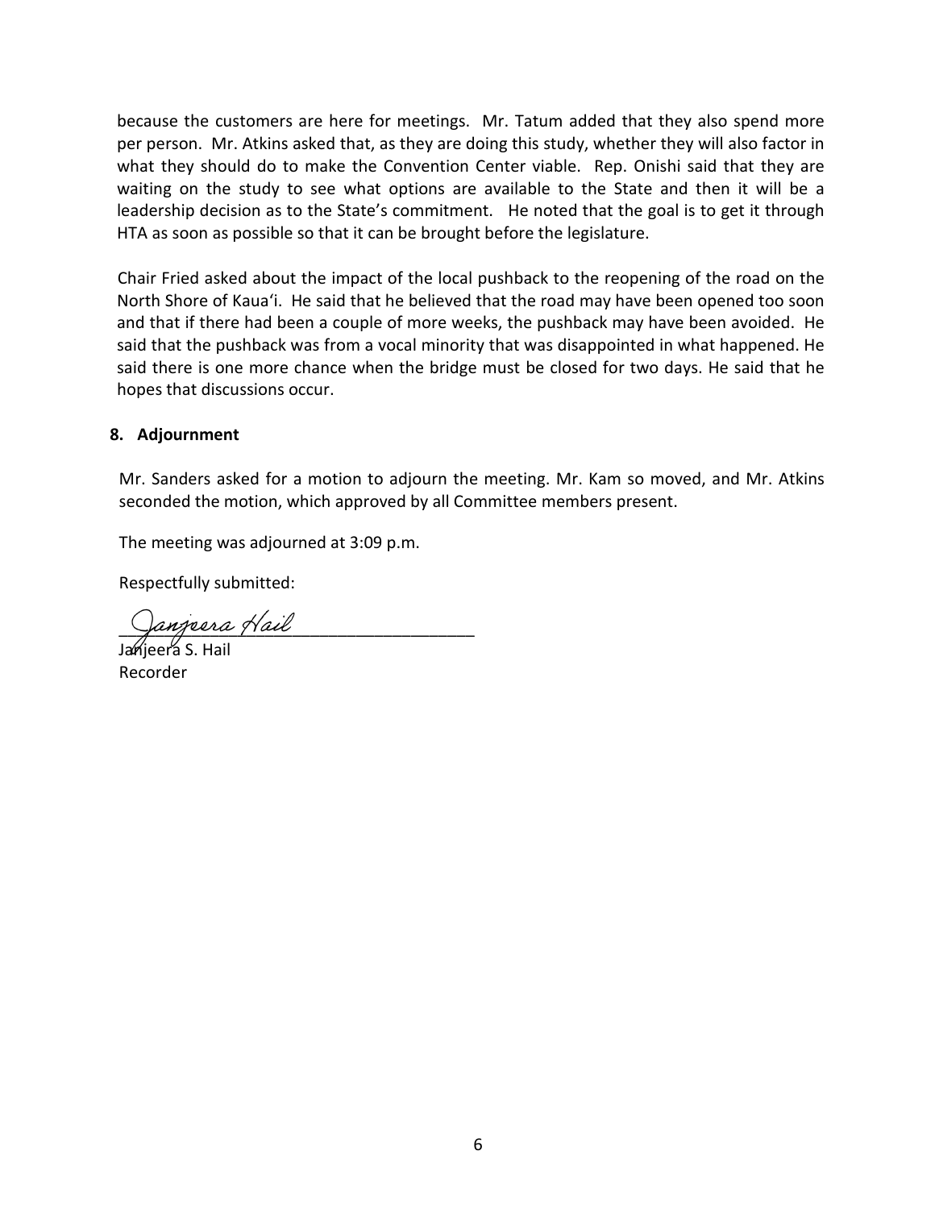because the customers are here for meetings. Mr. Tatum added that they also spend more per person. Mr. Atkins asked that, as they are doing this study, whether they will also factor in what they should do to make the Convention Center viable. Rep. Onishi said that they are waiting on the study to see what options are available to the State and then it will be a leadership decision as to the State's commitment. He noted that the goal is to get it through HTA as soon as possible so that it can be brought before the legislature.

Chair Fried asked about the impact of the local pushback to the reopening of the road on the North Shore of Kaua'i. He said that he believed that the road may have been opened too soon and that if there had been a couple of more weeks, the pushback may have been avoided. He said that the pushback was from a vocal minority that was disappointed in what happened. He said there is one more chance when the bridge must be closed for two days. He said that he hopes that discussions occur.

**8. Adjournment**

Mr. Sanders asked for a motion to adjourn the meeting. Mr. Kam so moved, and Mr. Atkins seconded the motion, which approved by all Committee members present.

The meeting was adjourned at 3:09 p.m.

Respectfully submitted:

Janjeera Hail
_______________________________
Janjeera S. Hail
Recorder